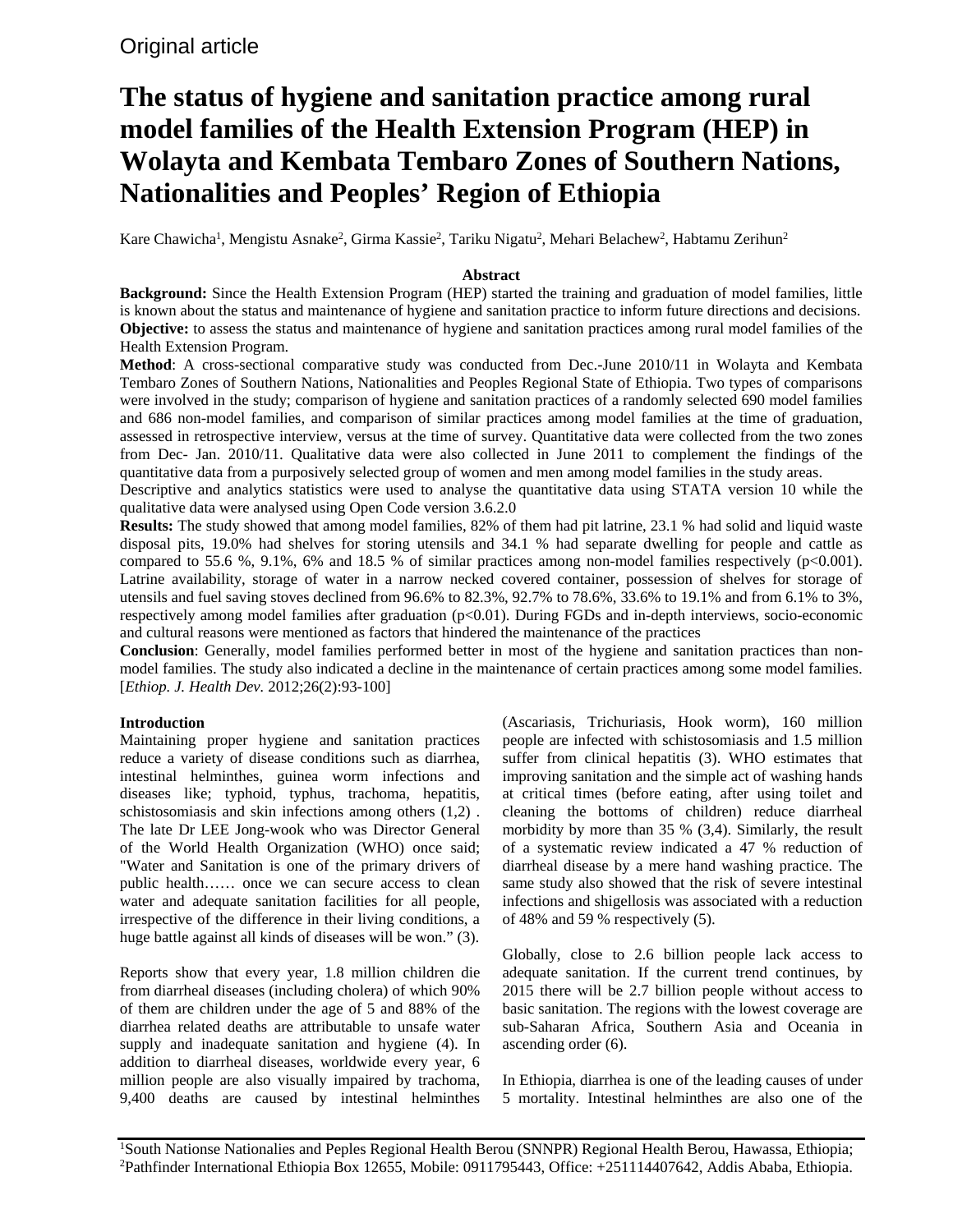Original article

# The status of hygiene and sanitation practice among rural model families of the Health Extension Program (HEP) in Wolayta and Kembata Tembaro Zones of Southern Nations, Nationalities and Peoples' Region of Ethiopia

Kare Chawicha[1], Mengistu Asnake[2], Girma Kassie[2], Tariku Nigatu[2], Mehari Belachew[2], Habtamu Zerihun[2]

## Abstract

**Background:** Since the Health Extension Program (HEP) started the training and graduation of model families, little is known about the status and maintenance of hygiene and sanitation practice to inform future directions and decisions.
**Objective:** to assess the status and maintenance of hygiene and sanitation practices among rural model families of the Health Extension Program.

**Method**: A cross-sectional comparative study was conducted from Dec.-June 2010/11 in Wolayta and Kembata Tembaro Zones of Southern Nations, Nationalities and Peoples Regional State of Ethiopia. Two types of comparisons were involved in the study; comparison of hygiene and sanitation practices of a randomly selected 690 model families and 686 non-model families, and comparison of similar practices among model families at the time of graduation, assessed in retrospective interview, versus at the time of survey. Quantitative data were collected from the two zones from Dec- Jan. 2010/11. Qualitative data were also collected in June 2011 to complement the findings of the quantitative data from a purposively selected group of women and men among model families in the study areas.
Descriptive and analytics statistics were used to analyse the quantitative data using STATA version 10 while the qualitative data were analysed using Open Code version 3.6.2.0

**Results:** The study showed that among model families, 82% of them had pit latrine, 23.1 % had solid and liquid waste disposal pits, 19.0% had shelves for storing utensils and 34.1 % had separate dwelling for people and cattle as compared to 55.6 %, 9.1%, 6% and 18.5 % of similar practices among non-model families respectively ($p<0.001$). Latrine availability, storage of water in a narrow necked covered container, possession of shelves for storage of utensils and fuel saving stoves declined from 96.6% to 82.3%, 92.7% to 78.6%, 33.6% to 19.1% and from 6.1% to 3%, respectively among model families after graduation ($p<0.01$). During FGDs and in-depth interviews, socio-economic and cultural reasons were mentioned as factors that hindered the maintenance of the practices

**Conclusion**: Generally, model families performed better in most of the hygiene and sanitation practices than non-model families. The study also indicated a decline in the maintenance of certain practices among some model families. [*Ethiop. J. Health Dev.* 2012;26(2):93-100]

## Introduction

Maintaining proper hygiene and sanitation practices reduce a variety of disease conditions such as diarrhea, intestinal helminthes, guinea worm infections and diseases like; typhoid, typhus, trachoma, hepatitis, schistosomiasis and skin infections among others (1,2) . The late Dr LEE Jong-wook who was Director General of the World Health Organization (WHO) once said; "Water and Sanitation is one of the primary drivers of public health…… once we can secure access to clean water and adequate sanitation facilities for all people, irrespective of the difference in their living conditions, a huge battle against all kinds of diseases will be won." (3).

Reports show that every year, 1.8 million children die from diarrheal diseases (including cholera) of which 90% of them are children under the age of 5 and 88% of the diarrhea related deaths are attributable to unsafe water supply and inadequate sanitation and hygiene (4). In addition to diarrheal diseases, worldwide every year, 6 million people are also visually impaired by trachoma, 9,400 deaths are caused by intestinal helminthes (Ascariasis, Trichuriasis, Hook worm), 160 million people are infected with schistosomiasis and 1.5 million suffer from clinical hepatitis (3). WHO estimates that improving sanitation and the simple act of washing hands at critical times (before eating, after using toilet and cleaning the bottoms of children) reduce diarrheal morbidity by more than 35 % (3,4). Similarly, the result of a systematic review indicated a 47 % reduction of diarrheal disease by a mere hand washing practice. The same study also showed that the risk of severe intestinal infections and shigellosis was associated with a reduction of 48% and 59 % respectively (5).

Globally, close to 2.6 billion people lack access to adequate sanitation. If the current trend continues, by 2015 there will be 2.7 billion people without access to basic sanitation. The regions with the lowest coverage are sub-Saharan Africa, Southern Asia and Oceania in ascending order (6).

In Ethiopia, diarrhea is one of the leading causes of under 5 mortality. Intestinal helminthes are also one of the

---

[1]South Nationse Nationalies and Peples Regional Health Berou (SNNPR) Regional Health Berou, Hawassa, Ethiopia;
[2]Pathfinder International Ethiopia Box 12655, Mobile: 0911795443, Office: +251114407642, Addis Ababa, Ethiopia.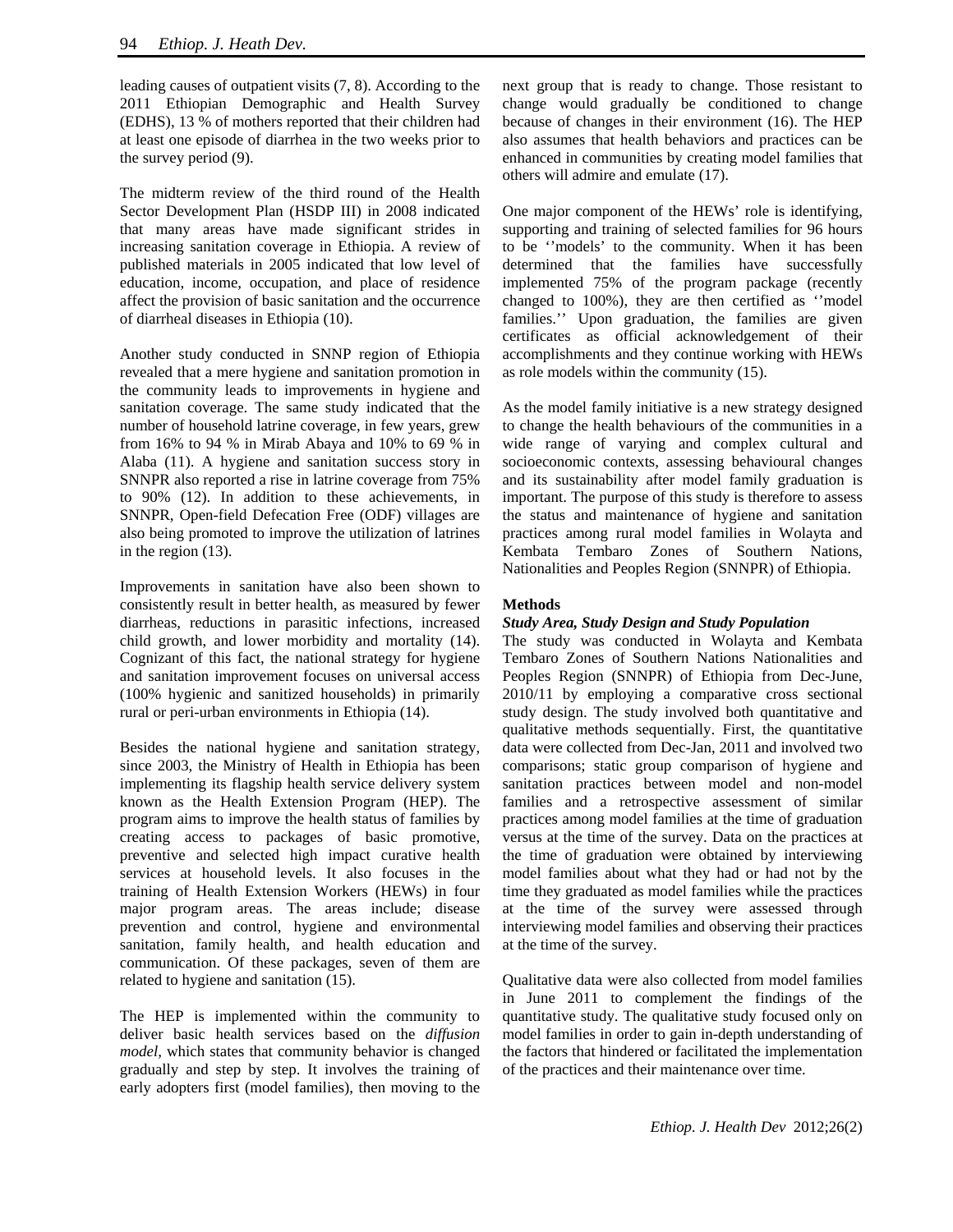leading causes of outpatient visits (7, 8). According to the 2011 Ethiopian Demographic and Health Survey (EDHS), 13 % of mothers reported that their children had at least one episode of diarrhea in the two weeks prior to the survey period (9).

The midterm review of the third round of the Health Sector Development Plan (HSDP III) in 2008 indicated that many areas have made significant strides in increasing sanitation coverage in Ethiopia. A review of published materials in 2005 indicated that low level of education, income, occupation, and place of residence affect the provision of basic sanitation and the occurrence of diarrheal diseases in Ethiopia (10).

Another study conducted in SNNP region of Ethiopia revealed that a mere hygiene and sanitation promotion in the community leads to improvements in hygiene and sanitation coverage. The same study indicated that the number of household latrine coverage, in few years, grew from 16% to 94 % in Mirab Abaya and 10% to 69 % in Alaba (11). A hygiene and sanitation success story in SNNPR also reported a rise in latrine coverage from 75% to 90% (12). In addition to these achievements, in SNNPR, Open-field Defecation Free (ODF) villages are also being promoted to improve the utilization of latrines in the region (13).

Improvements in sanitation have also been shown to consistently result in better health, as measured by fewer diarrheas, reductions in parasitic infections, increased child growth, and lower morbidity and mortality (14). Cognizant of this fact, the national strategy for hygiene and sanitation improvement focuses on universal access (100% hygienic and sanitized households) in primarily rural or peri-urban environments in Ethiopia (14).

Besides the national hygiene and sanitation strategy, since 2003, the Ministry of Health in Ethiopia has been implementing its flagship health service delivery system known as the Health Extension Program (HEP). The program aims to improve the health status of families by creating access to packages of basic promotive, preventive and selected high impact curative health services at household levels. It also focuses in the training of Health Extension Workers (HEWs) in four major program areas. The areas include; disease prevention and control, hygiene and environmental sanitation, family health, and health education and communication. Of these packages, seven of them are related to hygiene and sanitation (15).

The HEP is implemented within the community to deliver basic health services based on the *diffusion model,* which states that community behavior is changed gradually and step by step. It involves the training of early adopters first (model families), then moving to the next group that is ready to change. Those resistant to change would gradually be conditioned to change because of changes in their environment (16). The HEP also assumes that health behaviors and practices can be enhanced in communities by creating model families that others will admire and emulate (17).

One major component of the HEWs' role is identifying, supporting and training of selected families for 96 hours to be ''models' to the community. When it has been determined that the families have successfully implemented 75% of the program package (recently changed to 100%), they are then certified as ''model families.'' Upon graduation, the families are given certificates as official acknowledgement of their accomplishments and they continue working with HEWs as role models within the community (15).

As the model family initiative is a new strategy designed to change the health behaviours of the communities in a wide range of varying and complex cultural and socioeconomic contexts, assessing behavioural changes and its sustainability after model family graduation is important. The purpose of this study is therefore to assess the status and maintenance of hygiene and sanitation practices among rural model families in Wolayta and Kembata Tembaro Zones of Southern Nations, Nationalities and Peoples Region (SNNPR) of Ethiopia.

## Methods

### *Study Area, Study Design and Study Population*

The study was conducted in Wolayta and Kembata Tembaro Zones of Southern Nations Nationalities and Peoples Region (SNNPR) of Ethiopia from Dec-June, 2010/11 by employing a comparative cross sectional study design. The study involved both quantitative and qualitative methods sequentially. First, the quantitative data were collected from Dec-Jan, 2011 and involved two comparisons; static group comparison of hygiene and sanitation practices between model and non-model families and a retrospective assessment of similar practices among model families at the time of graduation versus at the time of the survey. Data on the practices at the time of graduation were obtained by interviewing model families about what they had or had not by the time they graduated as model families while the practices at the time of the survey were assessed through interviewing model families and observing their practices at the time of the survey.

Qualitative data were also collected from model families in June 2011 to complement the findings of the quantitative study. The qualitative study focused only on model families in order to gain in-depth understanding of the factors that hindered or facilitated the implementation of the practices and their maintenance over time.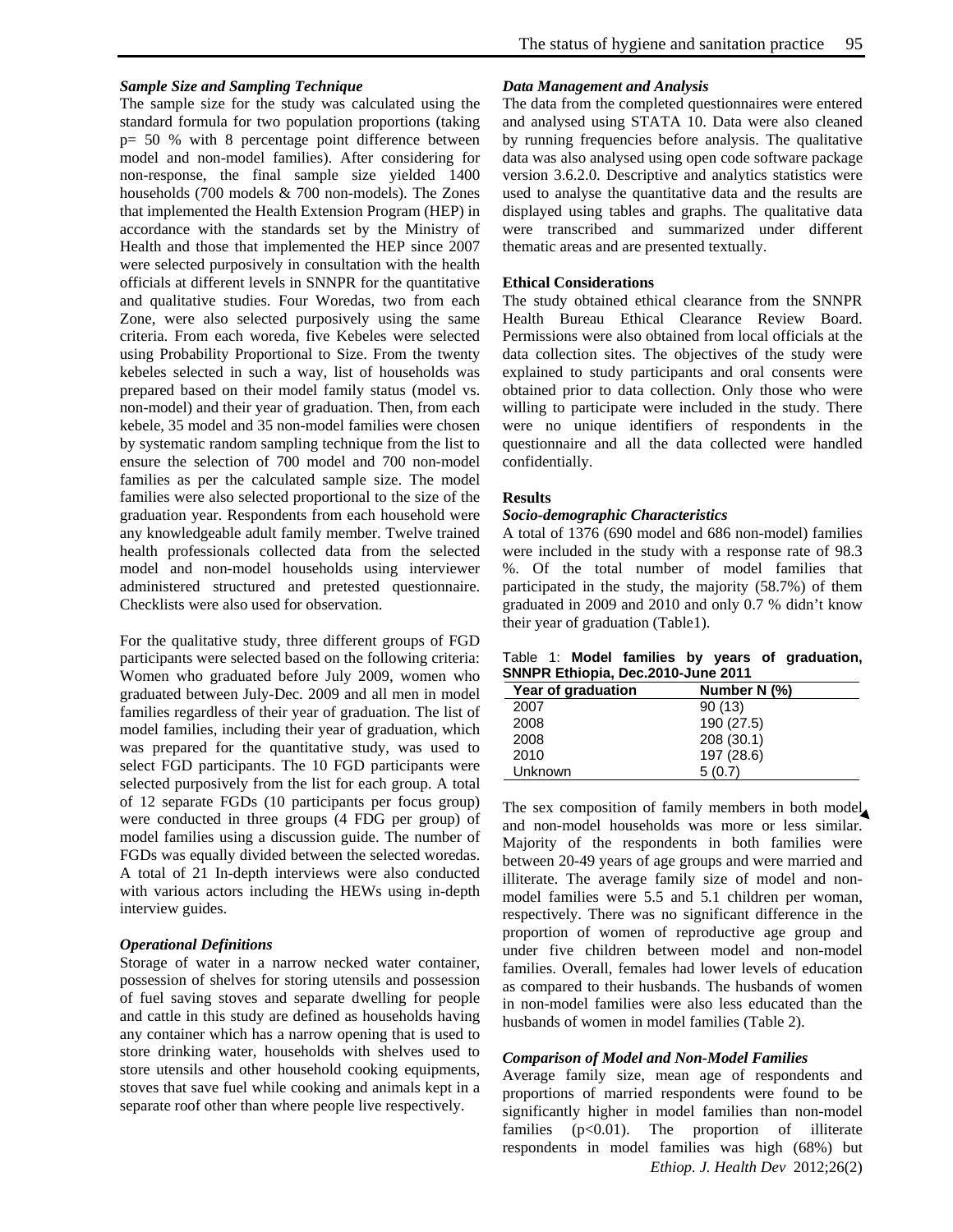### *Sample Size and Sampling Technique*

The sample size for the study was calculated using the standard formula for two population proportions (taking p= 50 % with 8 percentage point difference between model and non-model families). After considering for non-response, the final sample size yielded 1400 households (700 models & 700 non-models). The Zones that implemented the Health Extension Program (HEP) in accordance with the standards set by the Ministry of Health and those that implemented the HEP since 2007 were selected purposively in consultation with the health officials at different levels in SNNPR for the quantitative and qualitative studies. Four Woredas, two from each Zone, were also selected purposively using the same criteria. From each woreda, five Kebeles were selected using Probability Proportional to Size. From the twenty kebeles selected in such a way, list of households was prepared based on their model family status (model vs. non-model) and their year of graduation. Then, from each kebele, 35 model and 35 non-model families were chosen by systematic random sampling technique from the list to ensure the selection of 700 model and 700 non-model families as per the calculated sample size. The model families were also selected proportional to the size of the graduation year. Respondents from each household were any knowledgeable adult family member. Twelve trained health professionals collected data from the selected model and non-model households using interviewer administered structured and pretested questionnaire. Checklists were also used for observation.

For the qualitative study, three different groups of FGD participants were selected based on the following criteria: Women who graduated before July 2009, women who graduated between July-Dec. 2009 and all men in model families regardless of their year of graduation. The list of model families, including their year of graduation, which was prepared for the quantitative study, was used to select FGD participants. The 10 FGD participants were selected purposively from the list for each group. A total of 12 separate FGDs (10 participants per focus group) were conducted in three groups (4 FDG per group) of model families using a discussion guide. The number of FGDs was equally divided between the selected woredas. A total of 21 In-depth interviews were also conducted with various actors including the HEWs using in-depth interview guides.

### *Operational Definitions*

Storage of water in a narrow necked water container, possession of shelves for storing utensils and possession of fuel saving stoves and separate dwelling for people and cattle in this study are defined as households having any container which has a narrow opening that is used to store drinking water, households with shelves used to store utensils and other household cooking equipments, stoves that save fuel while cooking and animals kept in a separate roof other than where people live respectively.

### *Data Management and Analysis*

The data from the completed questionnaires were entered and analysed using STATA 10. Data were also cleaned by running frequencies before analysis. The qualitative data was also analysed using open code software package version 3.6.2.0. Descriptive and analytics statistics were used to analyse the quantitative data and the results are displayed using tables and graphs. The qualitative data were transcribed and summarized under different thematic areas and are presented textually.

### Ethical Considerations

The study obtained ethical clearance from the SNNPR Health Bureau Ethical Clearance Review Board. Permissions were also obtained from local officials at the data collection sites. The objectives of the study were explained to study participants and oral consents were obtained prior to data collection. Only those who were willing to participate were included in the study. There were no unique identifiers of respondents in the questionnaire and all the data collected were handled confidentially.

## Results

### *Socio-demographic Characteristics*

A total of 1376 (690 model and 686 non-model) families were included in the study with a response rate of 98.3 %. Of the total number of model families that participated in the study, the majority (58.7%) of them graduated in 2009 and 2010 and only 0.7 % didn't know their year of graduation (Table1).

Table 1: **Model families by years of graduation, SNNPR Ethiopia, Dec.2010-June 2011**

| Year of graduation | Number N (%) |
|---|---|
| 2007 | 90 (13) |
| 2008 | 190 (27.5) |
| 2008 | 208 (30.1) |
| 2010 | 197 (28.6) |
| Unknown | 5 (0.7) |

The sex composition of family members in both model and non-model households was more or less similar. Majority of the respondents in both families were between 20-49 years of age groups and were married and illiterate. The average family size of model and non-model families were 5.5 and 5.1 children per woman, respectively. There was no significant difference in the proportion of women of reproductive age group and under five children between model and non-model families. Overall, females had lower levels of education as compared to their husbands. The husbands of women in non-model families were also less educated than the husbands of women in model families (Table 2).

### *Comparison of Model and Non-Model Families*

Average family size, mean age of respondents and proportions of married respondents were found to be significantly higher in model families than non-model families ($p<0.01$). The proportion of illiterate respondents in model families was high (68%) but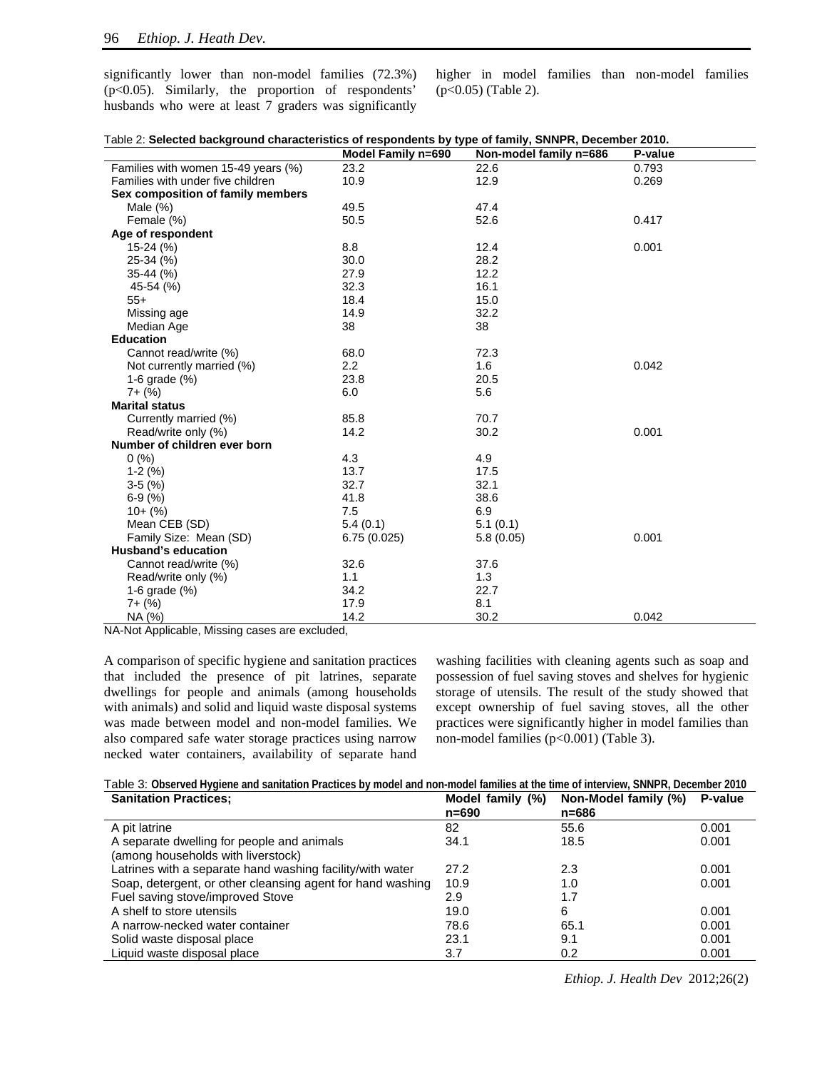significantly lower than non-model families (72.3%) ($p<0.05$). Similarly, the proportion of respondents' husbands who were at least 7 graders was significantly higher in model families than non-model families ($p<0.05$) (Table 2).

Table 2: **Selected background characteristics of respondents by type of family, SNNPR, December 2010.**

| | Model Family n=690 | Non-model family n=686 | P-value |
|---|---|---|---|
| Families with women 15-49 years (%) | 23.2 | 22.6 | 0.793 |
| Families with under five children | 10.9 | 12.9 | 0.269 |
| **Sex composition of family members** | | | |
| Male (%) | 49.5 | 47.4 | |
| Female (%) | 50.5 | 52.6 | 0.417 |
| **Age of respondent** | | | |
| 15-24 (%) | 8.8 | 12.4 | 0.001 |
| 25-34 (%) | 30.0 | 28.2 | |
| 35-44 (%) | 27.9 | 12.2 | |
| 45-54 (%) | 32.3 | 16.1 | |
| 55+ | 18.4 | 15.0 | |
| Missing age | 14.9 | 32.2 | |
| Median Age | 38 | 38 | |
| **Education** | | | |
| Cannot read/write (%) | 68.0 | 72.3 | |
| Not currently married (%) | 2.2 | 1.6 | 0.042 |
| 1-6 grade (%) | 23.8 | 20.5 | |
| 7+ (%) | 6.0 | 5.6 | |
| **Marital status** | | | |
| Currently married (%) | 85.8 | 70.7 | |
| Read/write only (%) | 14.2 | 30.2 | 0.001 |
| **Number of children ever born** | | | |
| 0 (%) | 4.3 | 4.9 | |
| 1-2 (%) | 13.7 | 17.5 | |
| 3-5 (%) | 32.7 | 32.1 | |
| 6-9 (%) | 41.8 | 38.6 | |
| 10+ (%) | 7.5 | 6.9 | |
| Mean CEB (SD) | 5.4 (0.1) | 5.1 (0.1) | |
| Family Size: Mean (SD) | 6.75 (0.025) | 5.8 (0.05) | 0.001 |
| **Husband's education** | | | |
| Cannot read/write (%) | 32.6 | 37.6 | |
| Read/write only (%) | 1.1 | 1.3 | |
| 1-6 grade (%) | 34.2 | 22.7 | |
| 7+ (%) | 17.9 | 8.1 | |
| NA (%) | 14.2 | 30.2 | 0.042 |

NA-Not Applicable, Missing cases are excluded,

A comparison of specific hygiene and sanitation practices that included the presence of pit latrines, separate dwellings for people and animals (among households with animals) and solid and liquid waste disposal systems was made between model and non-model families. We also compared safe water storage practices using narrow necked water containers, availability of separate hand washing facilities with cleaning agents such as soap and possession of fuel saving stoves and shelves for hygienic storage of utensils. The result of the study showed that except ownership of fuel saving stoves, all the other practices were significantly higher in model families than non-model families ($p<0.001$) (Table 3).

Table 3: **Observed Hygiene and sanitation Practices by model and non-model families at the time of interview, SNNPR, December 2010**

| Sanitation Practices; | Model family (%) n=690 | Non-Model family (%) n=686 | P-value |
|---|---|---|---|
| A pit latrine | 82 | 55.6 | 0.001 |
| A separate dwelling for people and animals (among households with liverstock) | 34.1 | 18.5 | 0.001 |
| Latrines with a separate hand washing facility/with water | 27.2 | 2.3 | 0.001 |
| Soap, detergent, or other cleansing agent for hand washing | 10.9 | 1.0 | 0.001 |
| Fuel saving stove/improved Stove | 2.9 | 1.7 | |
| A shelf to store utensils | 19.0 | 6 | 0.001 |
| A narrow-necked water container | 78.6 | 65.1 | 0.001 |
| Solid waste disposal place | 23.1 | 9.1 | 0.001 |
| Liquid waste disposal place | 3.7 | 0.2 | 0.001 |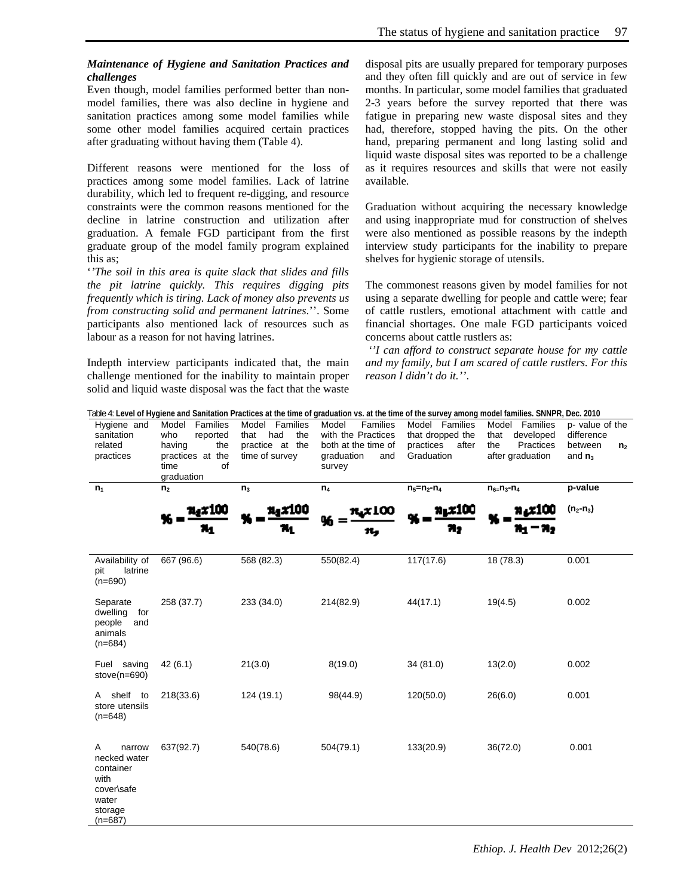***Maintenance of Hygiene and Sanitation Practices and challenges***

Even though, model families performed better than non-model families, there was also decline in hygiene and sanitation practices among some model families while some other model families acquired certain practices after graduating without having them (Table 4).

Different reasons were mentioned for the loss of practices among some model families. Lack of latrine durability, which led to frequent re-digging, and resource constraints were the common reasons mentioned for the decline in latrine construction and utilization after graduation. A female FGD participant from the first graduate group of the model family program explained this as;

'*'The soil in this area is quite slack that slides and fills the pit latrine quickly. This requires digging pits frequently which is tiring. Lack of money also prevents us from constructing solid and permanent latrines*.''. Some participants also mentioned lack of resources such as labour as a reason for not having latrines.

Indepth interview participants indicated that, the main challenge mentioned for the inability to maintain proper solid and liquid waste disposal was the fact that the waste disposal pits are usually prepared for temporary purposes and they often fill quickly and are out of service in few months. In particular, some model families that graduated 2-3 years before the survey reported that there was fatigue in preparing new waste disposal sites and they had, therefore, stopped having the pits. On the other hand, preparing permanent and long lasting solid and liquid waste disposal sites was reported to be a challenge as it requires resources and skills that were not easily available.

Graduation without acquiring the necessary knowledge and using inappropriate mud for construction of shelves were also mentioned as possible reasons by the indepth interview study participants for the inability to prepare shelves for hygienic storage of utensils.

The commonest reasons given by model families for not using a separate dwelling for people and cattle were; fear of cattle rustlers, emotional attachment with cattle and financial shortages. One male FGD participants voiced concerns about cattle rustlers as:

*''I can afford to construct separate house for my cattle and my family, but I am scared of cattle rustlers. For this reason I didn't do it.''*.

Table 4: **Level of Hygiene and Sanitation Practices at the time of graduation vs. at the time of the survey among model families. SNNPR, Dec. 2010**

| Hygiene and sanitation related practices | Model Families who reported having the practices at the time of graduation | Model Families that had the practice at the time of survey | Model Families with the Practices both at the time of graduation and survey | Model Families that dropped the practices after Graduation | Model Families that developed the Practices after graduation | p- value of the difference between $n_2$ and $n_3$ |
|---|---|---|---|---|---|---|
| $n_1$ | $n_2$ | $n_3$ | $n_4$ | $n_5=n_2-n_4$ | $n_6=n_3-n_4$ | **p-value** |
| | $\% = \frac{n_2 x100}{n_1}$ | $\% = \frac{n_3 x100}{n_1}$ | $\% = \frac{n_4 x100}{n_2}$ | $\% = \frac{n_5 x100}{n_2}$ | $\% = \frac{n_6 x100}{n_1 - n_2}$ | **($n_2$-$n_3$)** |
| Availability of pit latrine (n=690) | 667 (96.6) | 568 (82.3) | 550(82.4) | 117(17.6) | 18 (78.3) | 0.001 |
| Separate dwelling for people and animals (n=684) | 258 (37.7) | 233 (34.0) | 214(82.9) | 44(17.1) | 19(4.5) | 0.002 |
| Fuel saving stove(n=690) | 42 (6.1) | 21(3.0) | 8(19.0) | 34 (81.0) | 13(2.0) | 0.002 |
| A shelf to store utensils (n=648) | 218(33.6) | 124 (19.1) | 98(44.9) | 120(50.0) | 26(6.0) | 0.001 |
| A narrow necked water container with cover\safe water storage (n=687) | 637(92.7) | 540(78.6) | 504(79.1) | 133(20.9) | 36(72.0) | 0.001 |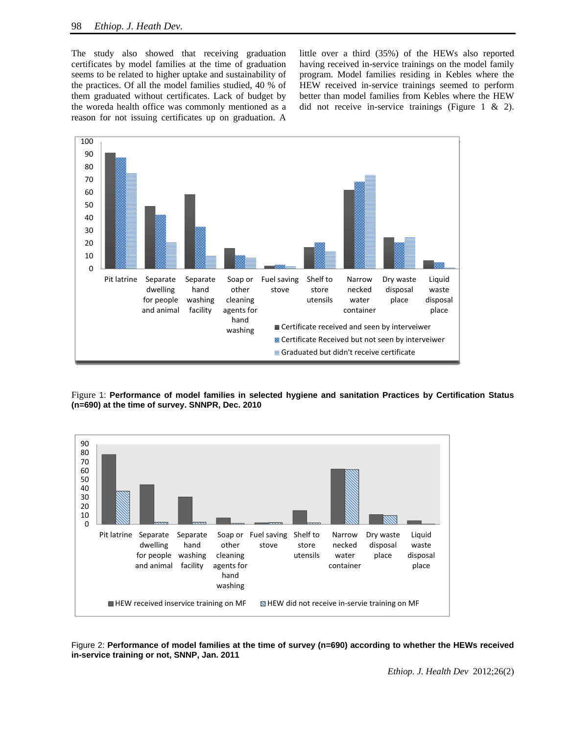The study also showed that receiving graduation certificates by model families at the time of graduation seems to be related to higher uptake and sustainability of the practices. Of all the model families studied, 40 % of them graduated without certificates. Lack of budget by the woreda health office was commonly mentioned as a reason for not issuing certificates up on graduation. A little over a third (35%) of the HEWs also reported having received in-service trainings on the model family program. Model families residing in Kebles where the HEW received in-service trainings seemed to perform better than model families from Kebles where the HEW did not receive in-service trainings (Figure 1 & 2).

Figure 1: **Performance of model families in selected hygiene and sanitation Practices by Certification Status (n=690) at the time of survey. SNNPR, Dec. 2010**

Figure 2: **Performance of model families at the time of survey (n=690) according to whether the HEWs received in-service training or not, SNNP, Jan. 2011**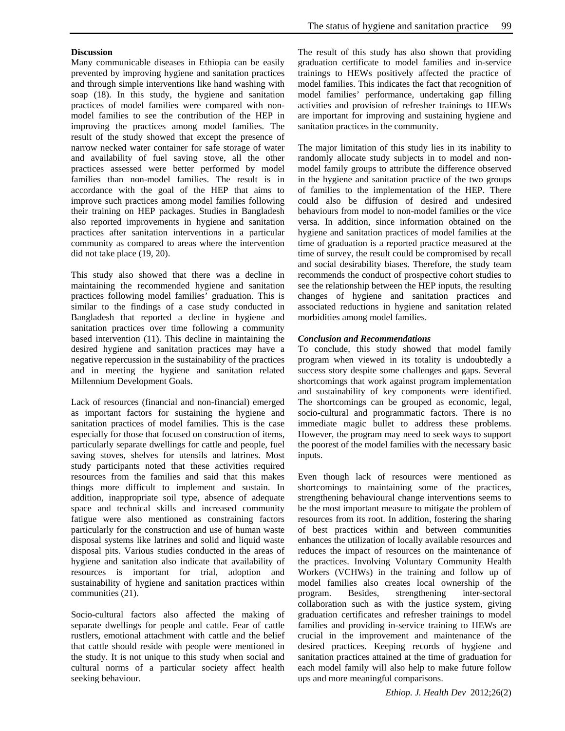## Discussion

Many communicable diseases in Ethiopia can be easily prevented by improving hygiene and sanitation practices and through simple interventions like hand washing with soap (18). In this study, the hygiene and sanitation practices of model families were compared with non-model families to see the contribution of the HEP in improving the practices among model families. The result of the study showed that except the presence of narrow necked water container for safe storage of water and availability of fuel saving stove, all the other practices assessed were better performed by model families than non-model families. The result is in accordance with the goal of the HEP that aims to improve such practices among model families following their training on HEP packages. Studies in Bangladesh also reported improvements in hygiene and sanitation practices after sanitation interventions in a particular community as compared to areas where the intervention did not take place (19, 20).

This study also showed that there was a decline in maintaining the recommended hygiene and sanitation practices following model families' graduation. This is similar to the findings of a case study conducted in Bangladesh that reported a decline in hygiene and sanitation practices over time following a community based intervention (11). This decline in maintaining the desired hygiene and sanitation practices may have a negative repercussion in the sustainability of the practices and in meeting the hygiene and sanitation related Millennium Development Goals.

Lack of resources (financial and non-financial) emerged as important factors for sustaining the hygiene and sanitation practices of model families. This is the case especially for those that focused on construction of items, particularly separate dwellings for cattle and people, fuel saving stoves, shelves for utensils and latrines. Most study participants noted that these activities required resources from the families and said that this makes things more difficult to implement and sustain. In addition, inappropriate soil type, absence of adequate space and technical skills and increased community fatigue were also mentioned as constraining factors particularly for the construction and use of human waste disposal systems like latrines and solid and liquid waste disposal pits. Various studies conducted in the areas of hygiene and sanitation also indicate that availability of resources is important for trial, adoption and sustainability of hygiene and sanitation practices within communities (21).

Socio-cultural factors also affected the making of separate dwellings for people and cattle. Fear of cattle rustlers, emotional attachment with cattle and the belief that cattle should reside with people were mentioned in the study. It is not unique to this study when social and cultural norms of a particular society affect health seeking behaviour.

The result of this study has also shown that providing graduation certificate to model families and in-service trainings to HEWs positively affected the practice of model families. This indicates the fact that recognition of model families' performance, undertaking gap filling activities and provision of refresher trainings to HEWs are important for improving and sustaining hygiene and sanitation practices in the community.

The major limitation of this study lies in its inability to randomly allocate study subjects in to model and non-model family groups to attribute the difference observed in the hygiene and sanitation practice of the two groups of families to the implementation of the HEP. There could also be diffusion of desired and undesired behaviours from model to non-model families or the vice versa. In addition, since information obtained on the hygiene and sanitation practices of model families at the time of graduation is a reported practice measured at the time of survey, the result could be compromised by recall and social desirability biases. Therefore, the study team recommends the conduct of prospective cohort studies to see the relationship between the HEP inputs, the resulting changes of hygiene and sanitation practices and associated reductions in hygiene and sanitation related morbidities among model families.

### *Conclusion and Recommendations*

To conclude, this study showed that model family program when viewed in its totality is undoubtedly a success story despite some challenges and gaps. Several shortcomings that work against program implementation and sustainability of key components were identified. The shortcomings can be grouped as economic, legal, socio-cultural and programmatic factors. There is no immediate magic bullet to address these problems. However, the program may need to seek ways to support the poorest of the model families with the necessary basic inputs.

Even though lack of resources were mentioned as shortcomings to maintaining some of the practices, strengthening behavioural change interventions seems to be the most important measure to mitigate the problem of resources from its root. In addition, fostering the sharing of best practices within and between communities enhances the utilization of locally available resources and reduces the impact of resources on the maintenance of the practices. Involving Voluntary Community Health Workers (VCHWs) in the training and follow up of model families also creates local ownership of the program. Besides, strengthening inter-sectoral collaboration such as with the justice system, giving graduation certificates and refresher trainings to model families and providing in-service training to HEWs are crucial in the improvement and maintenance of the desired practices. Keeping records of hygiene and sanitation practices attained at the time of graduation for each model family will also help to make future follow ups and more meaningful comparisons.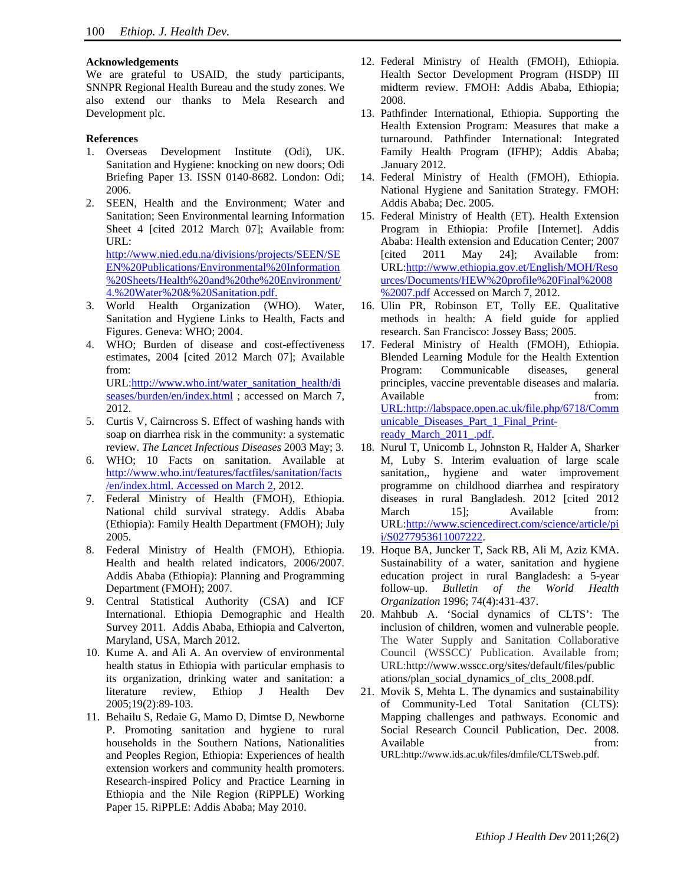## Acknowledgements

We are grateful to USAID, the study participants, SNNPR Regional Health Bureau and the study zones. We also extend our thanks to Mela Research and Development plc.

## References

1. Overseas Development Institute (Odi), UK. Sanitation and Hygiene: knocking on new doors; Odi Briefing Paper 13. ISSN 0140-8682. London: Odi; 2006.
2. SEEN, Health and the Environment; Water and Sanitation; Seen Environmental learning Information Sheet 4 [cited 2012 March 07]; Available from: URL: http://www.nied.edu.na/divisions/projects/SEEN/SEEN%20Publications/Environmental%20Information%20Sheets/Health%20and%20the%20Environment/4.%20Water%20&%20Sanitation.pdf.
3. World Health Organization (WHO). Water, Sanitation and Hygiene Links to Health, Facts and Figures. Geneva: WHO; 2004.
4. WHO; Burden of disease and cost-effectiveness estimates, 2004 [cited 2012 March 07]; Available from: URL:http://www.who.int/water_sanitation_health/diseases/burden/en/index.html ; accessed on March 7, 2012.
5. Curtis V, Cairncross S. Effect of washing hands with soap on diarrhea risk in the community: a systematic review. *The Lancet Infectious Diseases* 2003 May; 3.
6. WHO; 10 Facts on sanitation. Available at http://www.who.int/features/factfiles/sanitation/facts/en/index.html. Accessed on March 2, 2012.
7. Federal Ministry of Health (FMOH), Ethiopia. National child survival strategy. Addis Ababa (Ethiopia): Family Health Department (FMOH); July 2005.
8. Federal Ministry of Health (FMOH), Ethiopia. Health and health related indicators, 2006/2007. Addis Ababa (Ethiopia): Planning and Programming Department (FMOH); 2007.
9. Central Statistical Authority (CSA) and ICF International. Ethiopia Demographic and Health Survey 2011. Addis Ababa, Ethiopia and Calverton, Maryland, USA, March 2012.
10. Kume A. and Ali A. An overview of environmental health status in Ethiopia with particular emphasis to its organization, drinking water and sanitation: a literature review, Ethiop J Health Dev 2005;19(2):89-103.
11. Behailu S, Redaie G, Mamo D, Dimtse D, Newborne P. Promoting sanitation and hygiene to rural households in the Southern Nations, Nationalities and Peoples Region, Ethiopia: Experiences of health extension workers and community health promoters. Research-inspired Policy and Practice Learning in Ethiopia and the Nile Region (RiPPLE) Working Paper 15. RiPPLE: Addis Ababa; May 2010.
12. Federal Ministry of Health (FMOH), Ethiopia. Health Sector Development Program (HSDP) III midterm review. FMOH: Addis Ababa, Ethiopia; 2008.
13. Pathfinder International, Ethiopia. Supporting the Health Extension Program: Measures that make a turnaround. Pathfinder International: Integrated Family Health Program (IFHP); Addis Ababa; .January 2012.
14. Federal Ministry of Health (FMOH), Ethiopia. National Hygiene and Sanitation Strategy. FMOH: Addis Ababa; Dec. 2005.
15. Federal Ministry of Health (ET). Health Extension Program in Ethiopia: Profile [Internet]. Addis Ababa: Health extension and Education Center; 2007 [cited 2011 May 24]; Available from: URL:http://www.ethiopia.gov.et/English/MOH/Resources/Documents/HEW%20profile%20Final%2008%2007.pdf Accessed on March 7, 2012.
16. Ulin PR, Robinson ET, Tolly EE. Qualitative methods in health: A field guide for applied research. San Francisco: Jossey Bass; 2005.
17. Federal Ministry of Health (FMOH), Ethiopia. Blended Learning Module for the Health Extention Program: Communicable diseases, general principles, vaccine preventable diseases and malaria. Available from: URL:http://labspace.open.ac.uk/file.php/6718/Communicable_Diseases_Part_1_Final_Print-ready_March_2011_.pdf.
18. Nurul T, Unicomb L, Johnston R, Halder A, Sharker M, Luby S. Interim evaluation of large scale sanitation,, hygiene and water improvement programme on childhood diarrhea and respiratory diseases in rural Bangladesh. 2012 [cited 2012 March 15]; Available from: URL:http://www.sciencedirect.com/science/article/pii/S0277953611007222.
19. Hoque BA, Juncker T, Sack RB, Ali M, Aziz KMA. Sustainability of a water, sanitation and hygiene education project in rural Bangladesh: a 5-year follow-up. *Bulletin of the World Health Organization* 1996; 74(4):431-437.
20. Mahbub A. 'Social dynamics of CLTS': The inclusion of children, women and vulnerable people. The Water Supply and Sanitation Collaborative Council (WSSCC)' Publication. Available from; URL:http://www.wsscc.org/sites/default/files/publications/plan_social_dynamics_of_clts_2008.pdf.
21. Movik S, Mehta L. The dynamics and sustainability of Community-Led Total Sanitation (CLTS): Mapping challenges and pathways. Economic and Social Research Council Publication, Dec. 2008. Available from: URL:http://www.ids.ac.uk/files/dmfile/CLTSweb.pdf.